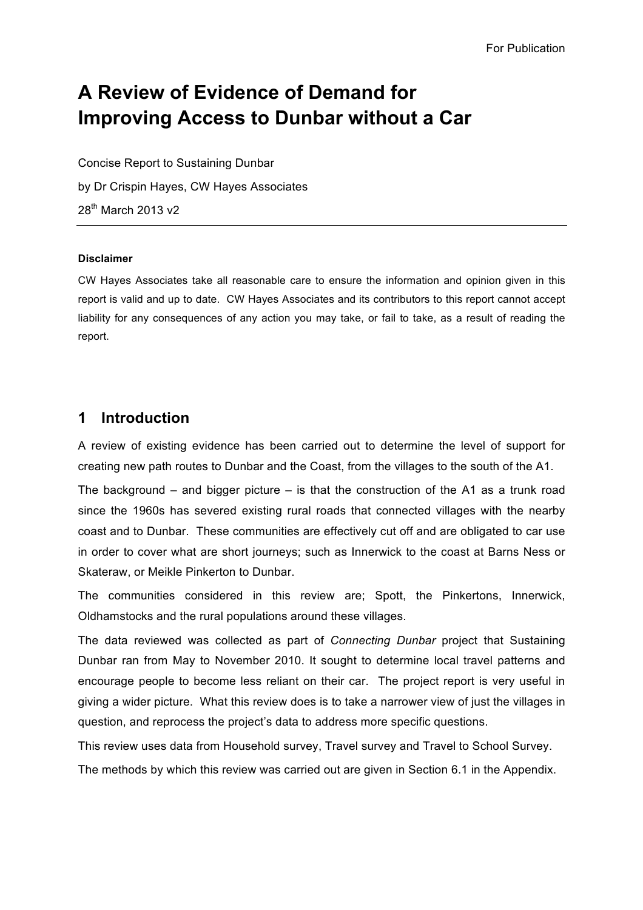For Publication

# A Review of Evidence of Demand for Improving Access to Dunbar without a Car

Concise Report to Sustaining Dunbar

by Dr Crispin Hayes, CW Hayes Associates

28th March 2013 v2

---

**Disclaimer**

CW Hayes Associates take all reasonable care to ensure the information and opinion given in this report is valid and up to date. CW Hayes Associates and its contributors to this report cannot accept liability for any consequences of any action you may take, or fail to take, as a result of reading the report.

## 1 Introduction

A review of existing evidence has been carried out to determine the level of support for creating new path routes to Dunbar and the Coast, from the villages to the south of the A1.

The background – and bigger picture – is that the construction of the A1 as a trunk road since the 1960s has severed existing rural roads that connected villages with the nearby coast and to Dunbar. These communities are effectively cut off and are obligated to car use in order to cover what are short journeys; such as Innerwick to the coast at Barns Ness or Skateraw, or Meikle Pinkerton to Dunbar.

The communities considered in this review are; Spott, the Pinkertons, Innerwick, Oldhamstocks and the rural populations around these villages.

The data reviewed was collected as part of *Connecting Dunbar* project that Sustaining Dunbar ran from May to November 2010. It sought to determine local travel patterns and encourage people to become less reliant on their car. The project report is very useful in giving a wider picture. What this review does is to take a narrower view of just the villages in question, and reprocess the project's data to address more specific questions.

This review uses data from Household survey, Travel survey and Travel to School Survey.

The methods by which this review was carried out are given in Section 6.1 in the Appendix.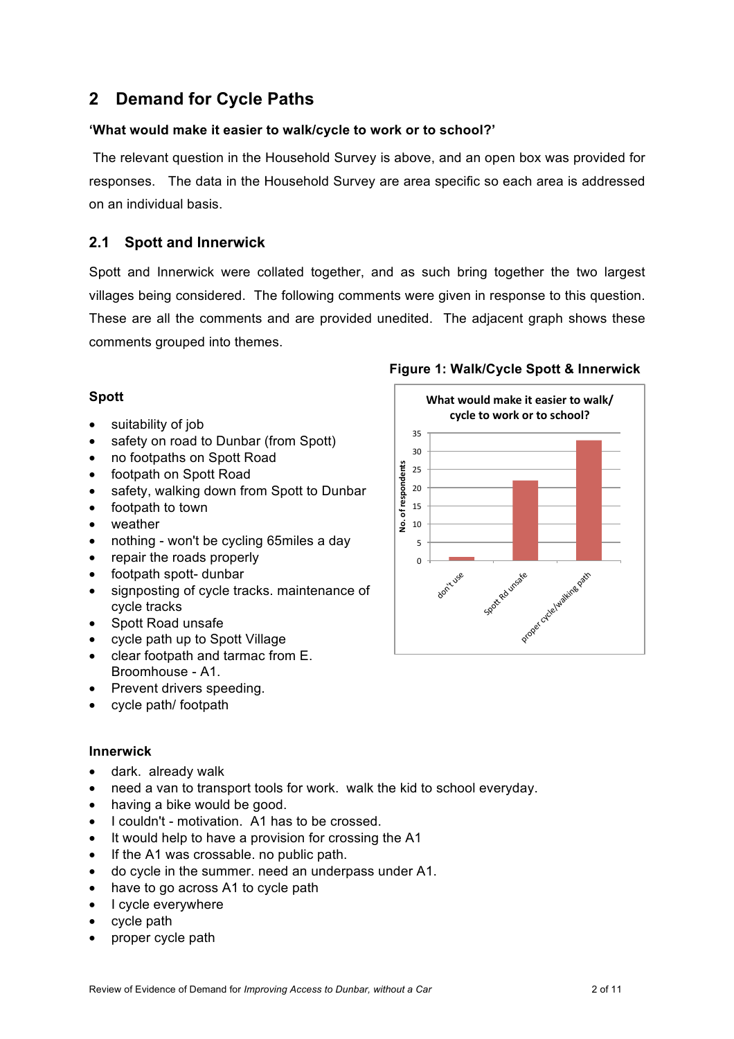## 2 Demand for Cycle Paths

**'What would make it easier to walk/cycle to work or to school?'**

The relevant question in the Household Survey is above, and an open box was provided for responses. The data in the Household Survey are area specific so each area is addressed on an individual basis.

### 2.1 Spott and Innerwick

Spott and Innerwick were collated together, and as such bring together the two largest villages being considered. The following comments were given in response to this question. These are all the comments and are provided unedited. The adjacent graph shows these comments grouped into themes.

**Figure 1: Walk/Cycle Spott & Innerwick**

What would make it easier to walk/cycle to work or to school?

| Theme | No. of respondents |
|---|---|
| don't use | 1 |
| Spott Rd unsafe | 22 |
| proper cycle/walking path | 33 |

**Spott**

- suitability of job
- safety on road to Dunbar (from Spott)
- no footpaths on Spott Road
- footpath on Spott Road
- safety, walking down from Spott to Dunbar
- footpath to town
- weather
- nothing - won't be cycling 65miles a day
- repair the roads properly
- footpath spott- dunbar
- signposting of cycle tracks. maintenance of cycle tracks
- Spott Road unsafe
- cycle path up to Spott Village
- clear footpath and tarmac from E. Broomhouse - A1.
- Prevent drivers speeding.
- cycle path/ footpath

**Innerwick**

- dark. already walk
- need a van to transport tools for work. walk the kid to school everyday.
- having a bike would be good.
- I couldn't - motivation. A1 has to be crossed.
- It would help to have a provision for crossing the A1
- If the A1 was crossable. no public path.
- do cycle in the summer. need an underpass under A1.
- have to go across A1 to cycle path
- I cycle everywhere
- cycle path
- proper cycle path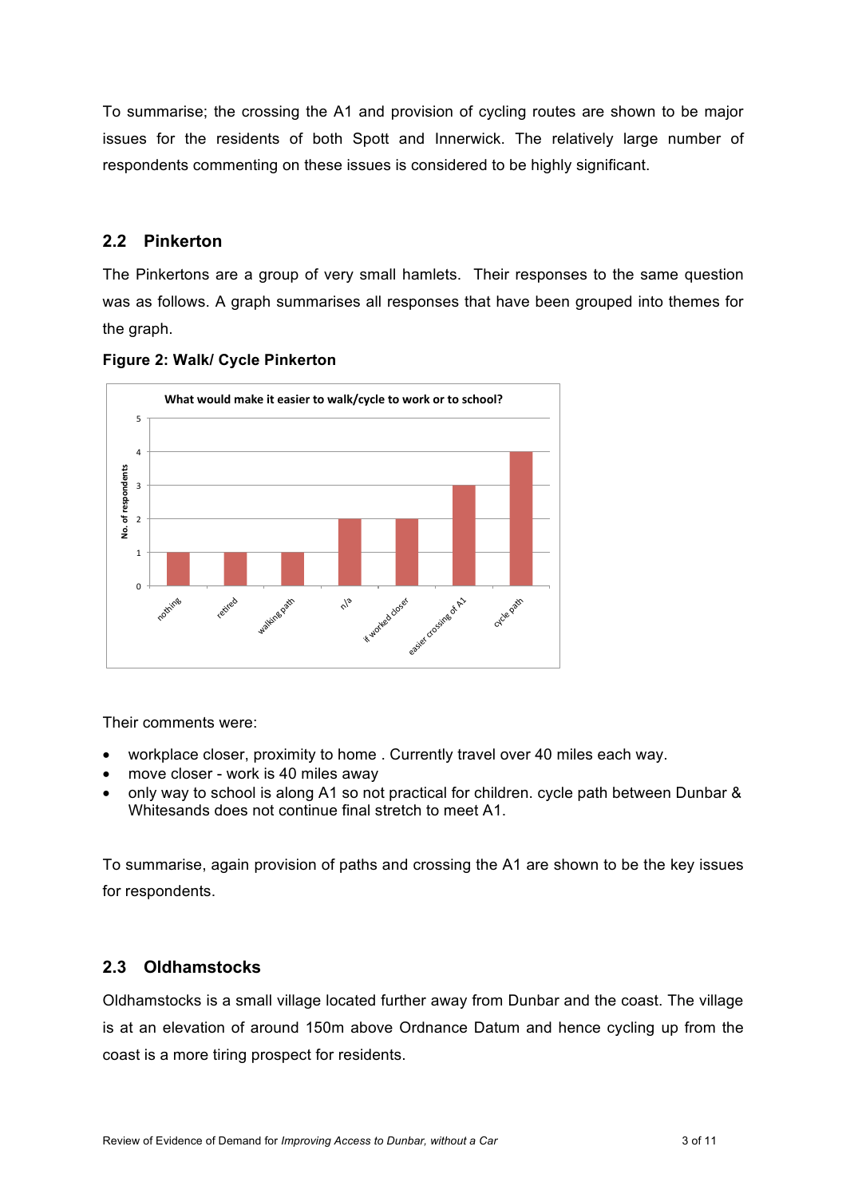To summarise; the crossing the A1 and provision of cycling routes are shown to be major issues for the residents of both Spott and Innerwick. The relatively large number of respondents commenting on these issues is considered to be highly significant.

## 2.2 Pinkerton

The Pinkertons are a group of very small hamlets. Their responses to the same question was as follows. A graph summarises all responses that have been grouped into themes for the graph.

**Figure 2: Walk/ Cycle Pinkerton**

What would make it easier to walk/cycle to work or to school?

| Response | No. of respondents |
| --- | --- |
| nothing | 1 |
| retired | 1 |
| walking path | 1 |
| n/a | 2 |
| if worked closer | 2 |
| easier crossing of A1 | 3 |
| cycle path | 4 |

Their comments were:

- workplace closer, proximity to home . Currently travel over 40 miles each way.
- move closer - work is 40 miles away
- only way to school is along A1 so not practical for children. cycle path between Dunbar & Whitesands does not continue final stretch to meet A1.

To summarise, again provision of paths and crossing the A1 are shown to be the key issues for respondents.

## 2.3 Oldhamstocks

Oldhamstocks is a small village located further away from Dunbar and the coast. The village is at an elevation of around 150m above Ordnance Datum and hence cycling up from the coast is a more tiring prospect for residents.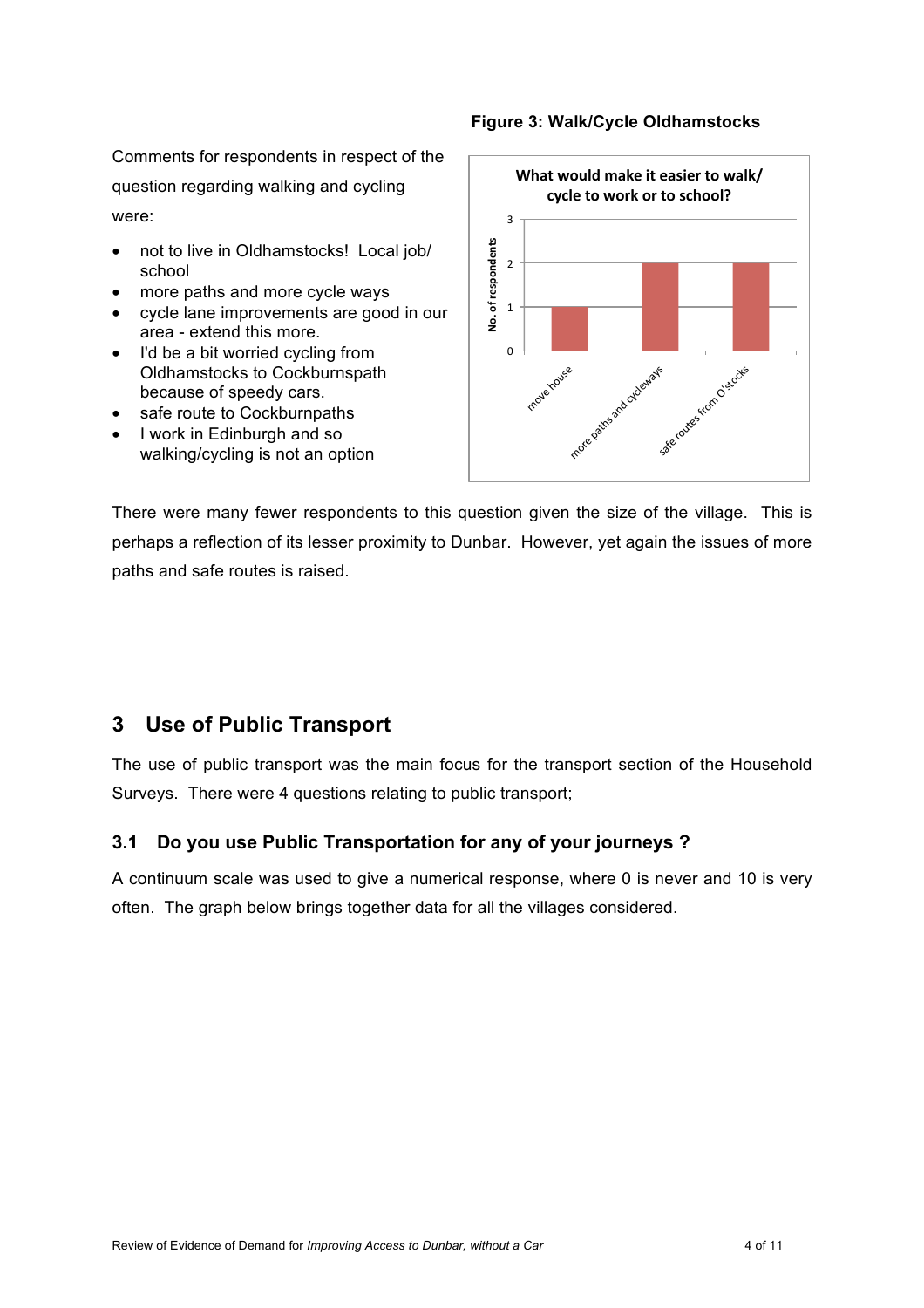**Figure 3: Walk/Cycle Oldhamstocks**

Comments for respondents in respect of the question regarding walking and cycling were:

- not to live in Oldhamstocks! Local job/ school
- more paths and more cycle ways
- cycle lane improvements are good in our area - extend this more.
- I'd be a bit worried cycling from Oldhamstocks to Cockburnspath because of speedy cars.
- safe route to Cockburnpaths
- I work in Edinburgh and so walking/cycling is not an option

There were many fewer respondents to this question given the size of the village. This is perhaps a reflection of its lesser proximity to Dunbar. However, yet again the issues of more paths and safe routes is raised.

## 3 Use of Public Transport

The use of public transport was the main focus for the transport section of the Household Surveys. There were 4 questions relating to public transport;

### 3.1 Do you use Public Transportation for any of your journeys ?

A continuum scale was used to give a numerical response, where 0 is never and 10 is very often. The graph below brings together data for all the villages considered.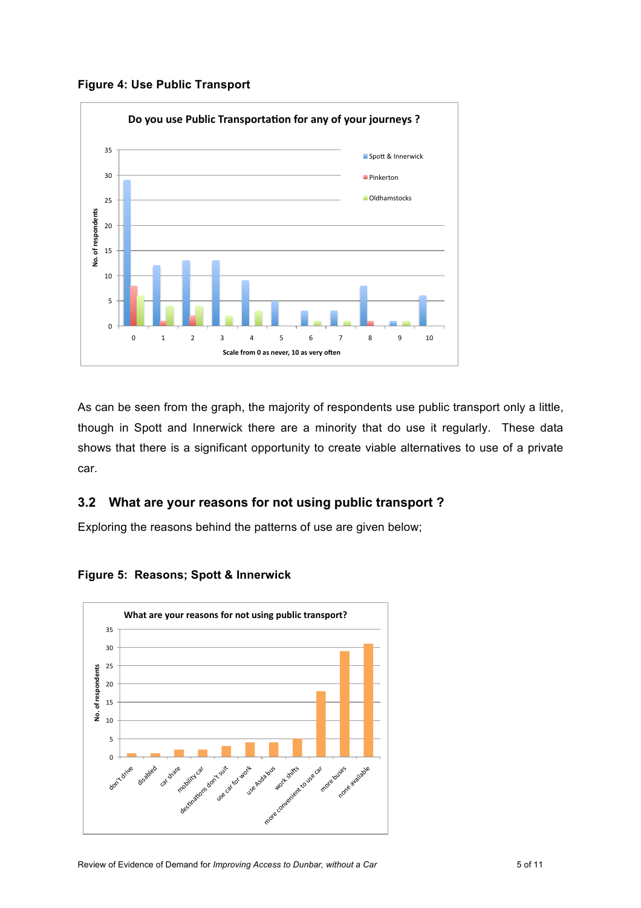**Figure 4: Use Public Transport**

As can be seen from the graph, the majority of respondents use public transport only a little, though in Spott and Innerwick there are a minority that do use it regularly. These data shows that there is a significant opportunity to create viable alternatives to use of a private car.

## 3.2 What are your reasons for not using public transport ?

Exploring the reasons behind the patterns of use are given below;

**Figure 5: Reasons; Spott & Innerwick**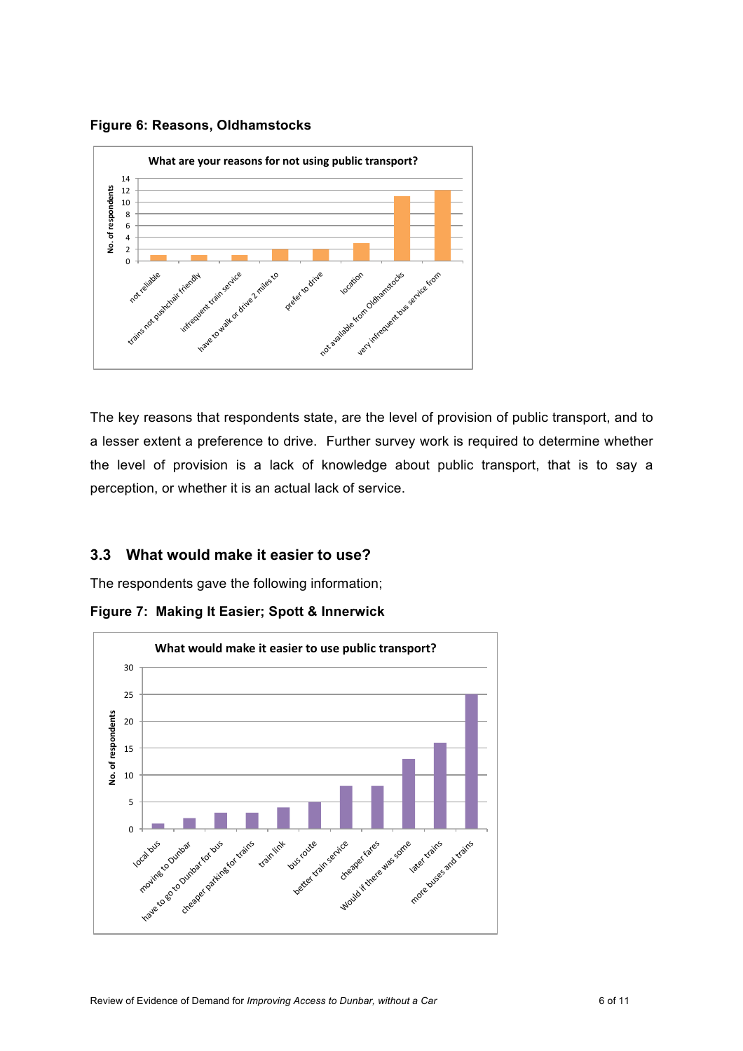**Figure 6: Reasons, Oldhamstocks**

The key reasons that respondents state, are the level of provision of public transport, and to a lesser extent a preference to drive. Further survey work is required to determine whether the level of provision is a lack of knowledge about public transport, that is to say a perception, or whether it is an actual lack of service.

### 3.3 What would make it easier to use?

The respondents gave the following information;

**Figure 7: Making It Easier; Spott & Innerwick**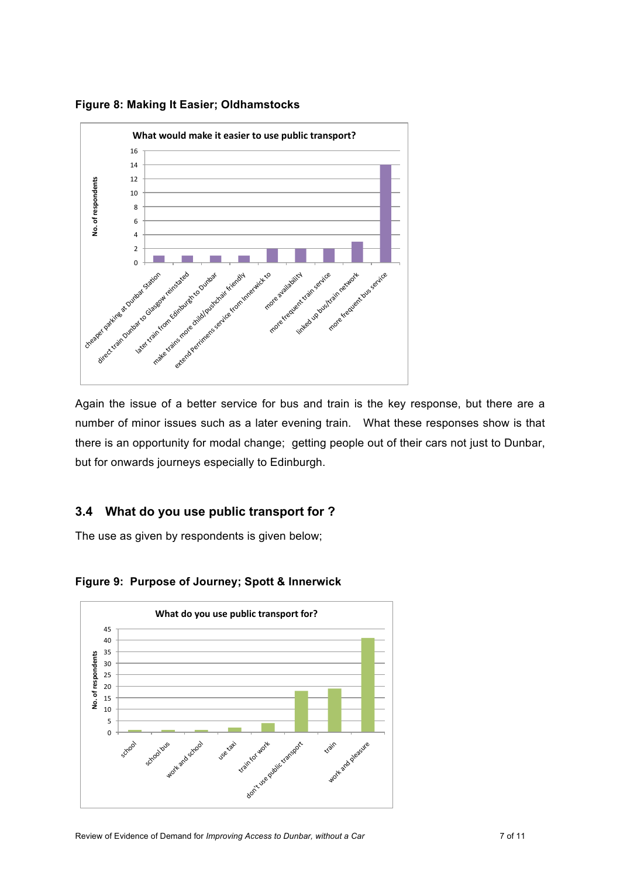**Figure 8: Making It Easier; Oldhamstocks**

Again the issue of a better service for bus and train is the key response, but there are a number of minor issues such as a later evening train. What these responses show is that there is an opportunity for modal change; getting people out of their cars not just to Dunbar, but for onwards journeys especially to Edinburgh.

## 3.4 What do you use public transport for ?

The use as given by respondents is given below;

**Figure 9: Purpose of Journey; Spott & Innerwick**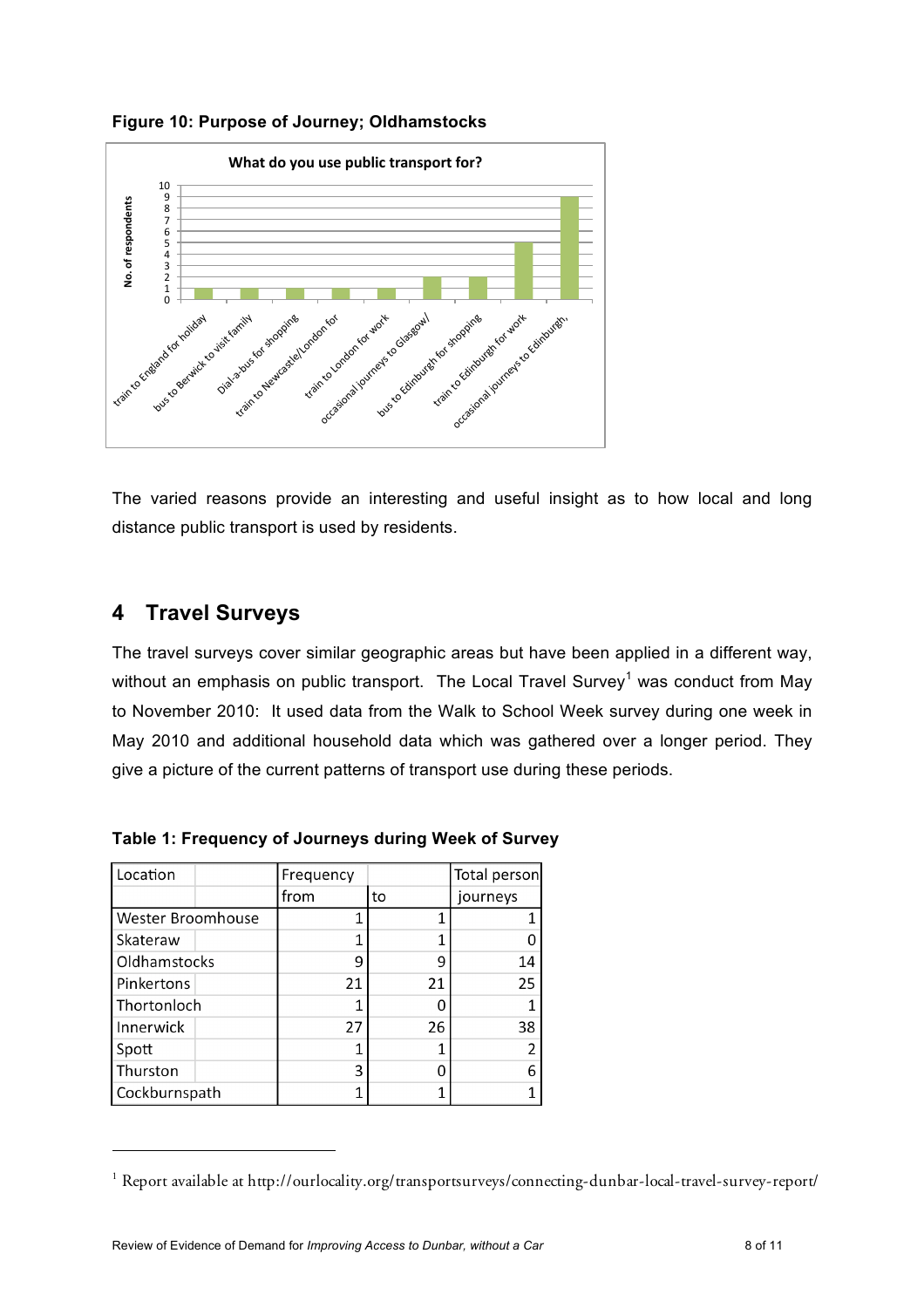**Figure 10: Purpose of Journey; Oldhamstocks**

The varied reasons provide an interesting and useful insight as to how local and long distance public transport is used by residents.

# 4 Travel Surveys

The travel surveys cover similar geographic areas but have been applied in a different way, without an emphasis on public transport. The Local Travel Survey[1] was conduct from May to November 2010: It used data from the Walk to School Week survey during one week in May 2010 and additional household data which was gathered over a longer period. They give a picture of the current patterns of transport use during these periods.

**Table 1: Frequency of Journeys during Week of Survey**

| Location | Frequency from | to | Total person journeys |
|---|---|---|---|
| Wester Broomhouse | 1 | 1 | 1 |
| Skateraw | 1 | 1 | 0 |
| Oldhamstocks | 9 | 9 | 14 |
| Pinkertons | 21 | 21 | 25 |
| Thortonloch | 1 | 0 | 1 |
| Innerwick | 27 | 26 | 38 |
| Spott | 1 | 1 | 2 |
| Thurston | 3 | 0 | 6 |
| Cockburnspath | 1 | 1 | 1 |

[1] Report available at http://ourlocality.org/transportsurveys/connecting-dunbar-local-travel-survey-report/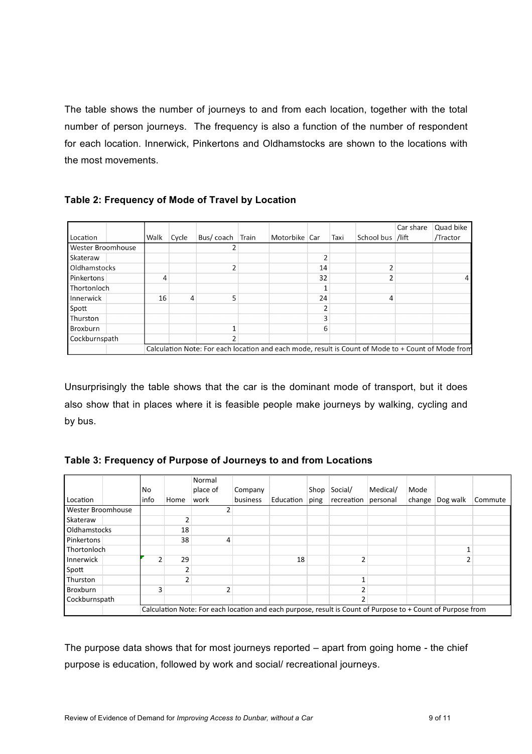The table shows the number of journeys to and from each location, together with the total number of person journeys. The frequency is also a function of the number of respondent for each location. Innerwick, Pinkertons and Oldhamstocks are shown to the locations with the most movements.

**Table 2: Frequency of Mode of Travel by Location**

| Location | Walk | Cycle | Bus/ coach | Train | Motorbike | Car | Taxi | School bus | Car share /lift | Quad bike /Tractor |
|---|---|---|---|---|---|---|---|---|---|---|
| Wester Broomhouse | | | 2 | | | | | | | |
| Skateraw | | | | | | 2 | | | | |
| Oldhamstocks | | | 2 | | | 14 | | 2 | | |
| Pinkertons | 4 | | | | | 32 | | 2 | | 4 |
| Thortonloch | | | | | | 1 | | | | |
| Innerwick | 16 | 4 | 5 | | | 24 | | 4 | | |
| Spott | | | | | | 2 | | | | |
| Thurston | | | | | | 3 | | | | |
| Broxburn | | | 1 | | | 6 | | | | |
| Cockburnspath | | | 2 | | | | | | | |
| | Calculation Note: For each location and each mode, result is Count of Mode to + Count of Mode from | | | | | | | | | |

Unsurprisingly the table shows that the car is the dominant mode of transport, but it does also show that in places where it is feasible people make journeys by walking, cycling and by bus.

**Table 3: Frequency of Purpose of Journeys to and from Locations**

| Location | No info | Home | Normal place of work | Company business | Education | Shopping | Social/ recreation | Medical/ personal | Mode change | Dog walk | Commute |
|---|---|---|---|---|---|---|---|---|---|---|---|
| Wester Broomhouse | | | 2 | | | | | | | | |
| Skateraw | | 2 | | | | | | | | | |
| Oldhamstocks | | 18 | | | | | | | | | |
| Pinkertons | | 38 | 4 | | | | | | | | |
| Thortonloch | | | | | | | | | | 1 | |
| Innerwick | 2 | 29 | | | 18 | | 2 | | | 2 | |
| Spott | | 2 | | | | | | | | | |
| Thurston | | 2 | | | | | 1 | | | | |
| Broxburn | 3 | | 2 | | | | 2 | | | | |
| Cockburnspath | | | | | | | 2 | | | | |
| | Calculation Note: For each location and each purpose, result is Count of Purpose to + Count of Purpose from | | | | | | | | | | |

The purpose data shows that for most journeys reported – apart from going home - the chief purpose is education, followed by work and social/ recreational journeys.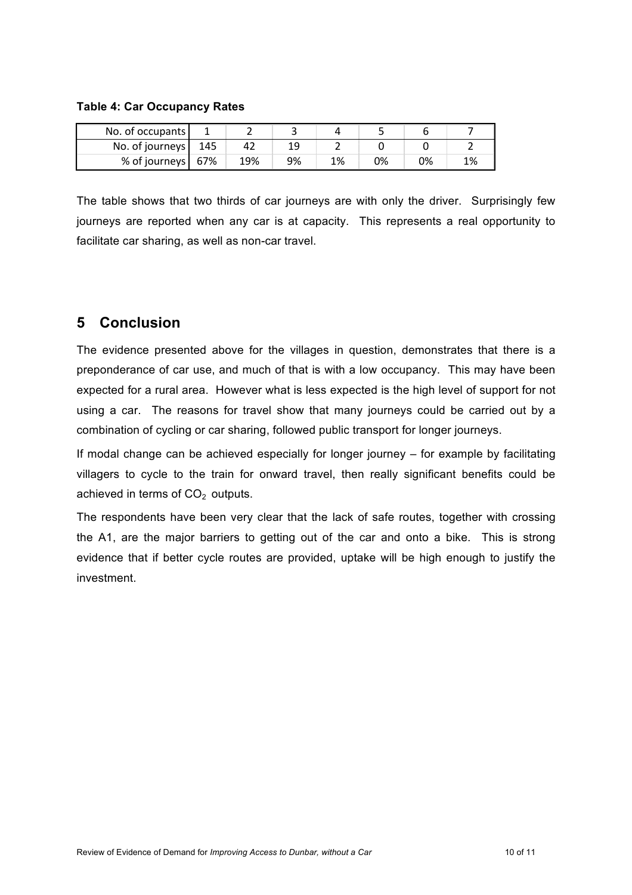**Table 4: Car Occupancy Rates**

| No. of occupants | 1 | 2 | 3 | 4 | 5 | 6 | 7 |
|---|---|---|---|---|---|---|---|
| No. of journeys | 145 | 42 | 19 | 2 | 0 | 0 | 2 |
| % of journeys | 67% | 19% | 9% | 1% | 0% | 0% | 1% |

The table shows that two thirds of car journeys are with only the driver. Surprisingly few journeys are reported when any car is at capacity. This represents a real opportunity to facilitate car sharing, as well as non-car travel.

# 5 Conclusion

The evidence presented above for the villages in question, demonstrates that there is a preponderance of car use, and much of that is with a low occupancy. This may have been expected for a rural area. However what is less expected is the high level of support for not using a car. The reasons for travel show that many journeys could be carried out by a combination of cycling or car sharing, followed public transport for longer journeys.

If modal change can be achieved especially for longer journey – for example by facilitating villagers to cycle to the train for onward travel, then really significant benefits could be achieved in terms of $CO_2$ outputs.

The respondents have been very clear that the lack of safe routes, together with crossing the A1, are the major barriers to getting out of the car and onto a bike. This is strong evidence that if better cycle routes are provided, uptake will be high enough to justify the investment.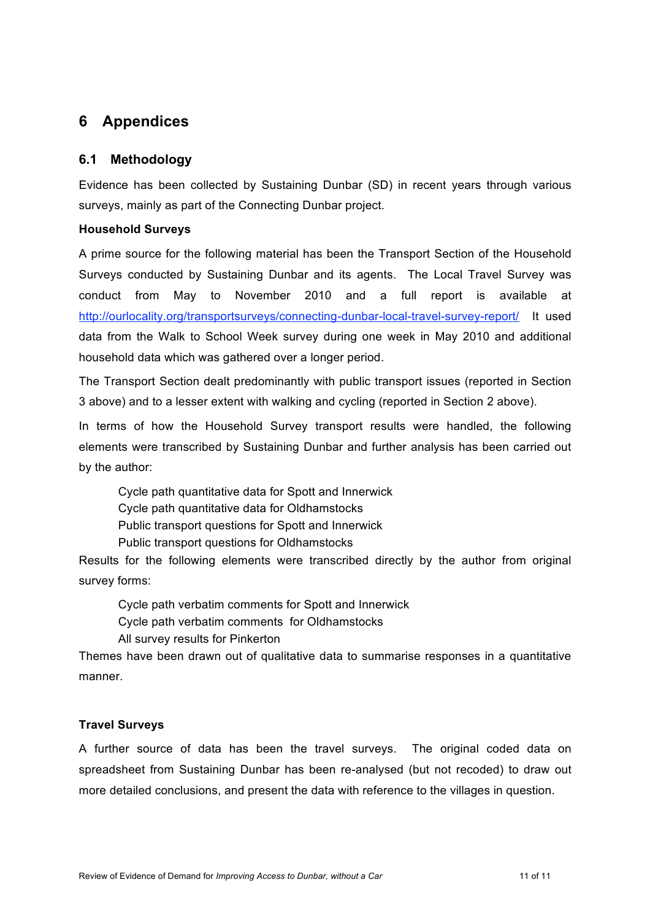# 6 Appendices

## 6.1 Methodology

Evidence has been collected by Sustaining Dunbar (SD) in recent years through various surveys, mainly as part of the Connecting Dunbar project.

**Household Surveys**

A prime source for the following material has been the Transport Section of the Household Surveys conducted by Sustaining Dunbar and its agents. The Local Travel Survey was conduct from May to November 2010 and a full report is available at [http://ourlocality.org/transportsurveys/connecting-dunbar-local-travel-survey-report/](http://ourlocality.org/transportsurveys/connecting-dunbar-local-travel-survey-report/) It used data from the Walk to School Week survey during one week in May 2010 and additional household data which was gathered over a longer period.

The Transport Section dealt predominantly with public transport issues (reported in Section 3 above) and to a lesser extent with walking and cycling (reported in Section 2 above).

In terms of how the Household Survey transport results were handled, the following elements were transcribed by Sustaining Dunbar and further analysis has been carried out by the author:

- Cycle path quantitative data for Spott and Innerwick
- Cycle path quantitative data for Oldhamstocks
- Public transport questions for Spott and Innerwick
- Public transport questions for Oldhamstocks

Results for the following elements were transcribed directly by the author from original survey forms:

- Cycle path verbatim comments for Spott and Innerwick
- Cycle path verbatim comments for Oldhamstocks
- All survey results for Pinkerton

Themes have been drawn out of qualitative data to summarise responses in a quantitative manner.

**Travel Surveys**

A further source of data has been the travel surveys. The original coded data on spreadsheet from Sustaining Dunbar has been re-analysed (but not recoded) to draw out more detailed conclusions, and present the data with reference to the villages in question.